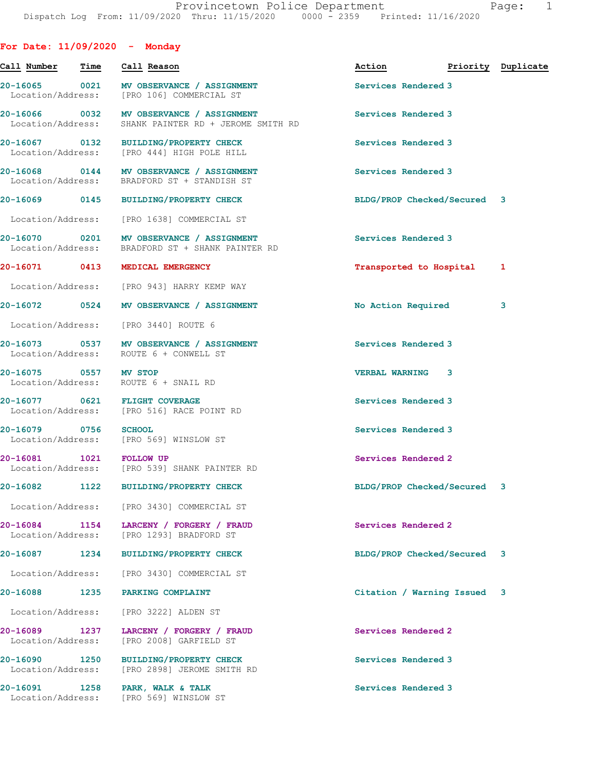Provincetown Police Department
Dispatch Log From: 11/09/2020 Thru: 11/15/2020 0000 - 2359 Printed: 11/16/2020

## For Date: 11/09/2020 - Monday

| Call Number | Time | Call Reason | Action | Priority | Duplicate |
|---|---|---|---|---|---|
| 20-16065 | 0021 | MV OBSERVANCE / ASSIGNMENT<br>Location/Address: [PRO 106] COMMERCIAL ST | Services Rendered | 3 | |
| 20-16066 | 0032 | MV OBSERVANCE / ASSIGNMENT<br>Location/Address: SHANK PAINTER RD + JEROME SMITH RD | Services Rendered | 3 | |
| 20-16067 | 0132 | BUILDING/PROPERTY CHECK<br>Location/Address: [PRO 444] HIGH POLE HILL | Services Rendered | 3 | |
| 20-16068 | 0144 | MV OBSERVANCE / ASSIGNMENT<br>Location/Address: BRADFORD ST + STANDISH ST | Services Rendered | 3 | |
| 20-16069 | 0145 | BUILDING/PROPERTY CHECK<br>Location/Address: [PRO 1638] COMMERCIAL ST | BLDG/PROP Checked/Secured | 3 | |
| 20-16070 | 0201 | MV OBSERVANCE / ASSIGNMENT<br>Location/Address: BRADFORD ST + SHANK PAINTER RD | Services Rendered | 3 | |
| 20-16071 | 0413 | MEDICAL EMERGENCY<br>Location/Address: [PRO 943] HARRY KEMP WAY | Transported to Hospital | 1 | |
| 20-16072 | 0524 | MV OBSERVANCE / ASSIGNMENT<br>Location/Address: [PRO 3440] ROUTE 6 | No Action Required | 3 | |
| 20-16073 | 0537 | MV OBSERVANCE / ASSIGNMENT<br>Location/Address: ROUTE 6 + CONWELL ST | Services Rendered | 3 | |
| 20-16075 | 0557 | MV STOP<br>Location/Address: ROUTE 6 + SNAIL RD | VERBAL WARNING | 3 | |
| 20-16077 | 0621 | FLIGHT COVERAGE<br>Location/Address: [PRO 516] RACE POINT RD | Services Rendered | 3 | |
| 20-16079 | 0756 | SCHOOL<br>Location/Address: [PRO 569] WINSLOW ST | Services Rendered | 3 | |
| 20-16081 | 1021 | FOLLOW UP<br>Location/Address: [PRO 539] SHANK PAINTER RD | Services Rendered | 2 | |
| 20-16082 | 1122 | BUILDING/PROPERTY CHECK<br>Location/Address: [PRO 3430] COMMERCIAL ST | BLDG/PROP Checked/Secured | 3 | |
| 20-16084 | 1154 | LARCENY / FORGERY / FRAUD<br>Location/Address: [PRO 1293] BRADFORD ST | Services Rendered | 2 | |
| 20-16087 | 1234 | BUILDING/PROPERTY CHECK<br>Location/Address: [PRO 3430] COMMERCIAL ST | BLDG/PROP Checked/Secured | 3 | |
| 20-16088 | 1235 | PARKING COMPLAINT<br>Location/Address: [PRO 3222] ALDEN ST | Citation / Warning Issued | 3 | |
| 20-16089 | 1237 | LARCENY / FORGERY / FRAUD<br>Location/Address: [PRO 2008] GARFIELD ST | Services Rendered | 2 | |
| 20-16090 | 1250 | BUILDING/PROPERTY CHECK<br>Location/Address: [PRO 2898] JEROME SMITH RD | Services Rendered | 3 | |
| 20-16091 | 1258 | PARK, WALK & TALK<br>Location/Address: [PRO 569] WINSLOW ST | Services Rendered | 3 | |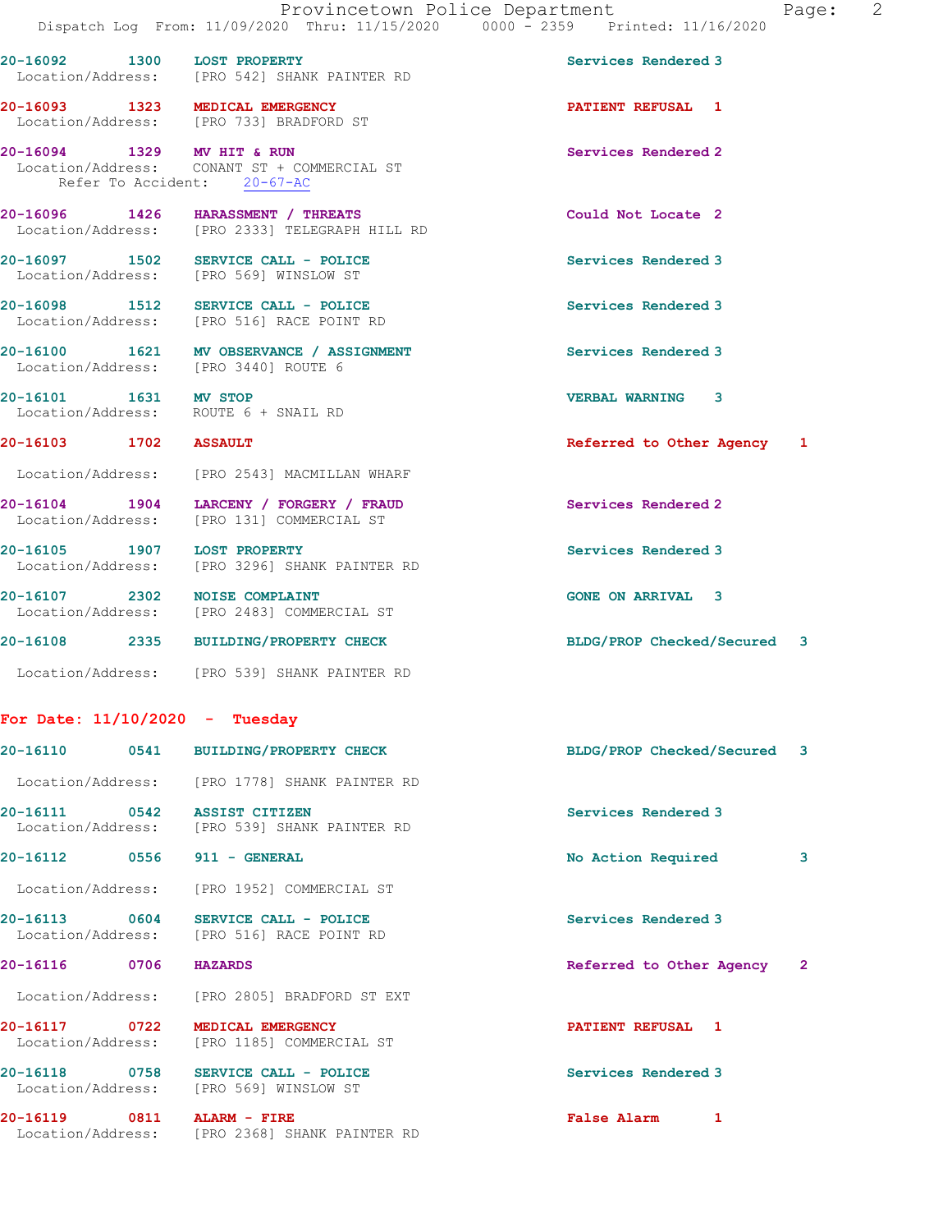20-16092 1300 LOST PROPERTY Services Rendered 3
Location/Address: [PRO 542] SHANK PAINTER RD

20-16093 1323 MEDICAL EMERGENCY PATIENT REFUSAL 1
Location/Address: [PRO 733] BRADFORD ST

20-16094 1329 MV HIT & RUN Services Rendered 2
Location/Address: CONANT ST + COMMERCIAL ST
Refer To Accident: 20-67-AC

20-16096 1426 HARASSMENT / THREATS Could Not Locate 2
Location/Address: [PRO 2333] TELEGRAPH HILL RD

20-16097 1502 SERVICE CALL - POLICE Services Rendered 3
Location/Address: [PRO 569] WINSLOW ST

20-16098 1512 SERVICE CALL - POLICE Services Rendered 3
Location/Address: [PRO 516] RACE POINT RD

20-16100 1621 MV OBSERVANCE / ASSIGNMENT Services Rendered 3
Location/Address: [PRO 3440] ROUTE 6

20-16101 1631 MV STOP VERBAL WARNING 3
Location/Address: ROUTE 6 + SNAIL RD

20-16103 1702 ASSAULT Referred to Other Agency 1
Location/Address: [PRO 2543] MACMILLAN WHARF

20-16104 1904 LARCENY / FORGERY / FRAUD Services Rendered 2
Location/Address: [PRO 131] COMMERCIAL ST

20-16105 1907 LOST PROPERTY Services Rendered 3
Location/Address: [PRO 3296] SHANK PAINTER RD

20-16107 2302 NOISE COMPLAINT GONE ON ARRIVAL 3
Location/Address: [PRO 2483] COMMERCIAL ST

20-16108 2335 BUILDING/PROPERTY CHECK BLDG/PROP Checked/Secured 3
Location/Address: [PRO 539] SHANK PAINTER RD

## For Date: 11/10/2020 - Tuesday

20-16110 0541 BUILDING/PROPERTY CHECK BLDG/PROP Checked/Secured 3
Location/Address: [PRO 1778] SHANK PAINTER RD

20-16111 0542 ASSIST CITIZEN Services Rendered 3
Location/Address: [PRO 539] SHANK PAINTER RD

20-16112 0556 911 - GENERAL No Action Required 3
Location/Address: [PRO 1952] COMMERCIAL ST

20-16113 0604 SERVICE CALL - POLICE Services Rendered 3
Location/Address: [PRO 516] RACE POINT RD

20-16116 0706 HAZARDS Referred to Other Agency 2
Location/Address: [PRO 2805] BRADFORD ST EXT

20-16117 0722 MEDICAL EMERGENCY PATIENT REFUSAL 1
Location/Address: [PRO 1185] COMMERCIAL ST

20-16118 0758 SERVICE CALL - POLICE Services Rendered 3
Location/Address: [PRO 569] WINSLOW ST

20-16119 0811 ALARM - FIRE False Alarm 1
Location/Address: [PRO 2368] SHANK PAINTER RD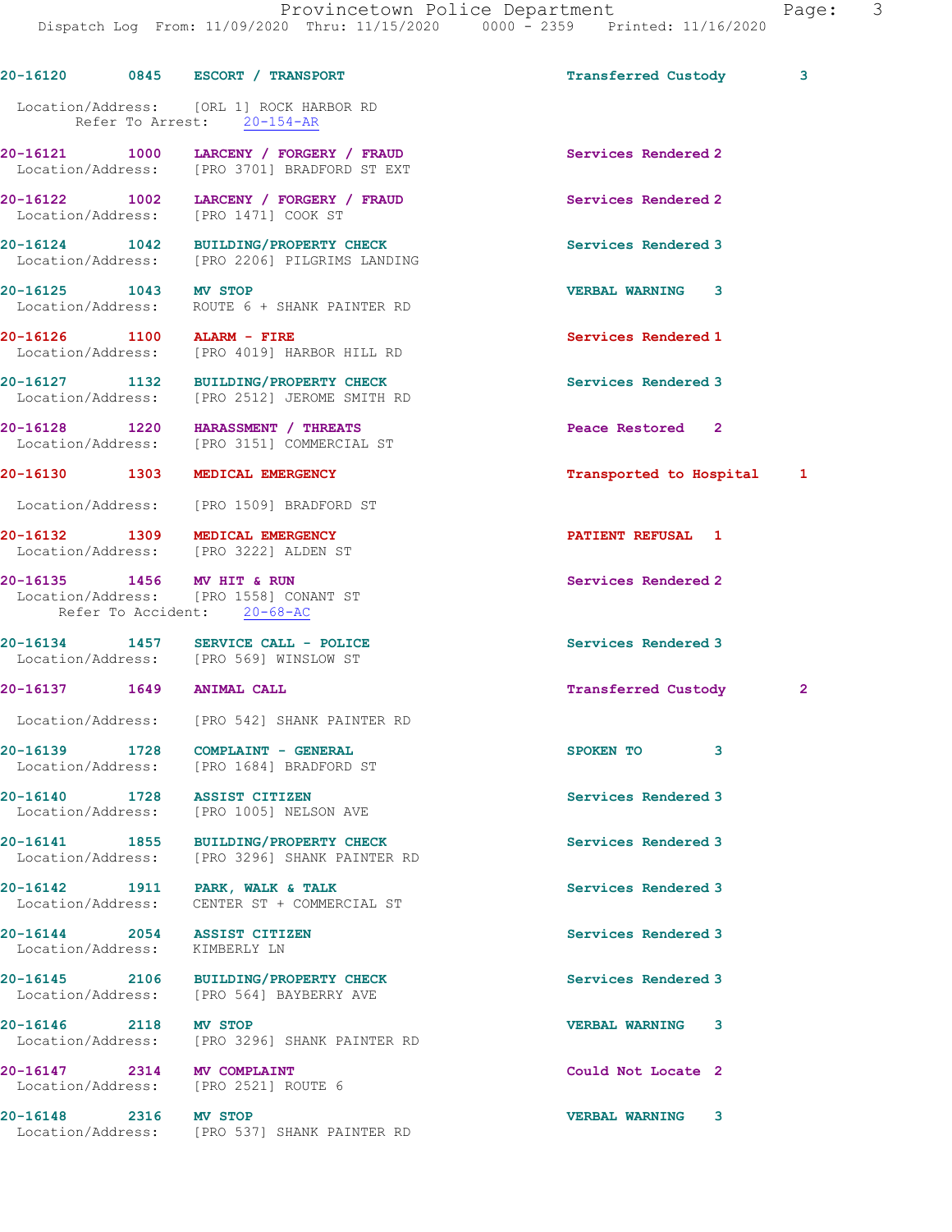20-16120 0845 ESCORT / TRANSPORT Transferred Custody 3

Location/Address: [ORL 1] ROCK HARBOR RD
Refer To Arrest: 20-154-AR

20-16121 1000 LARCENY / FORGERY / FRAUD Services Rendered 2
Location/Address: [PRO 3701] BRADFORD ST EXT

20-16122 1002 LARCENY / FORGERY / FRAUD Services Rendered 2
Location/Address: [PRO 1471] COOK ST

20-16124 1042 BUILDING/PROPERTY CHECK Services Rendered 3
Location/Address: [PRO 2206] PILGRIMS LANDING

20-16125 1043 MV STOP VERBAL WARNING 3
Location/Address: ROUTE 6 + SHANK PAINTER RD

20-16126 1100 ALARM - FIRE Services Rendered 1
Location/Address: [PRO 4019] HARBOR HILL RD

20-16127 1132 BUILDING/PROPERTY CHECK Services Rendered 3
Location/Address: [PRO 2512] JEROME SMITH RD

20-16128 1220 HARASSMENT / THREATS Peace Restored 2
Location/Address: [PRO 3151] COMMERCIAL ST

20-16130 1303 MEDICAL EMERGENCY Transported to Hospital 1

Location/Address: [PRO 1509] BRADFORD ST

20-16132 1309 MEDICAL EMERGENCY PATIENT REFUSAL 1
Location/Address: [PRO 3222] ALDEN ST

20-16135 1456 MV HIT & RUN Services Rendered 2
Location/Address: [PRO 1558] CONANT ST
Refer To Accident: 20-68-AC

20-16134 1457 SERVICE CALL - POLICE Services Rendered 3
Location/Address: [PRO 569] WINSLOW ST

20-16137 1649 ANIMAL CALL Transferred Custody 2

Location/Address: [PRO 542] SHANK PAINTER RD

20-16139 1728 COMPLAINT - GENERAL SPOKEN TO 3
Location/Address: [PRO 1684] BRADFORD ST

20-16140 1728 ASSIST CITIZEN Services Rendered 3
Location/Address: [PRO 1005] NELSON AVE

20-16141 1855 BUILDING/PROPERTY CHECK Services Rendered 3
Location/Address: [PRO 3296] SHANK PAINTER RD

20-16142 1911 PARK, WALK & TALK Services Rendered 3
Location/Address: CENTER ST + COMMERCIAL ST

20-16144 2054 ASSIST CITIZEN Services Rendered 3
Location/Address: KIMBERLY LN

20-16145 2106 BUILDING/PROPERTY CHECK Services Rendered 3
Location/Address: [PRO 564] BAYBERRY AVE

20-16146 2118 MV STOP VERBAL WARNING 3
Location/Address: [PRO 3296] SHANK PAINTER RD

20-16147 2314 MV COMPLAINT Could Not Locate 2
Location/Address: [PRO 2521] ROUTE 6

20-16148 2316 MV STOP VERBAL WARNING 3
Location/Address: [PRO 537] SHANK PAINTER RD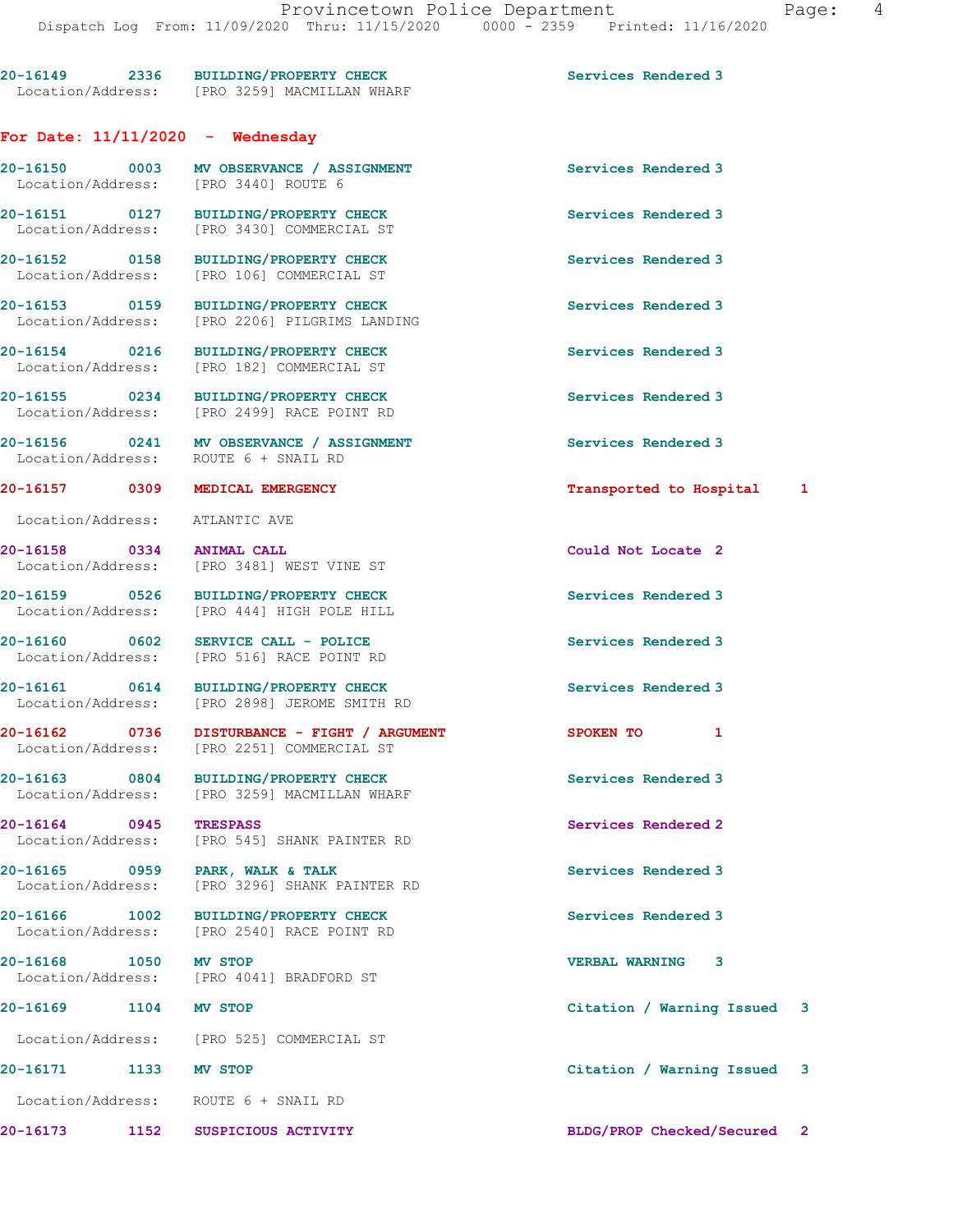20-16149 2336 BUILDING/PROPERTY CHECK Services Rendered 3
Location/Address: [PRO 3259] MACMILLAN WHARF

**For Date: 11/11/2020 - Wednesday**

20-16150 0003 MV OBSERVANCE / ASSIGNMENT Services Rendered 3
Location/Address: [PRO 3440] ROUTE 6

20-16151 0127 BUILDING/PROPERTY CHECK Services Rendered 3
Location/Address: [PRO 3430] COMMERCIAL ST

20-16152 0158 BUILDING/PROPERTY CHECK Services Rendered 3
Location/Address: [PRO 106] COMMERCIAL ST

20-16153 0159 BUILDING/PROPERTY CHECK Services Rendered 3
Location/Address: [PRO 2206] PILGRIMS LANDING

20-16154 0216 BUILDING/PROPERTY CHECK Services Rendered 3
Location/Address: [PRO 182] COMMERCIAL ST

20-16155 0234 BUILDING/PROPERTY CHECK Services Rendered 3
Location/Address: [PRO 2499] RACE POINT RD

20-16156 0241 MV OBSERVANCE / ASSIGNMENT Services Rendered 3
Location/Address: ROUTE 6 + SNAIL RD

20-16157 0309 MEDICAL EMERGENCY Transported to Hospital 1
Location/Address: ATLANTIC AVE

20-16158 0334 ANIMAL CALL Could Not Locate 2
Location/Address: [PRO 3481] WEST VINE ST

20-16159 0526 BUILDING/PROPERTY CHECK Services Rendered 3
Location/Address: [PRO 444] HIGH POLE HILL

20-16160 0602 SERVICE CALL - POLICE Services Rendered 3
Location/Address: [PRO 516] RACE POINT RD

20-16161 0614 BUILDING/PROPERTY CHECK Services Rendered 3
Location/Address: [PRO 2898] JEROME SMITH RD

20-16162 0736 DISTURBANCE - FIGHT / ARGUMENT SPOKEN TO 1
Location/Address: [PRO 2251] COMMERCIAL ST

20-16163 0804 BUILDING/PROPERTY CHECK Services Rendered 3
Location/Address: [PRO 3259] MACMILLAN WHARF

20-16164 0945 TRESPASS Services Rendered 2
Location/Address: [PRO 545] SHANK PAINTER RD

20-16165 0959 PARK, WALK & TALK Services Rendered 3
Location/Address: [PRO 3296] SHANK PAINTER RD

20-16166 1002 BUILDING/PROPERTY CHECK Services Rendered 3
Location/Address: [PRO 2540] RACE POINT RD

20-16168 1050 MV STOP VERBAL WARNING 3
Location/Address: [PRO 4041] BRADFORD ST

20-16169 1104 MV STOP Citation / Warning Issued 3
Location/Address: [PRO 525] COMMERCIAL ST

20-16171 1133 MV STOP Citation / Warning Issued 3
Location/Address: ROUTE 6 + SNAIL RD

20-16173 1152 SUSPICIOUS ACTIVITY BLDG/PROP Checked/Secured 2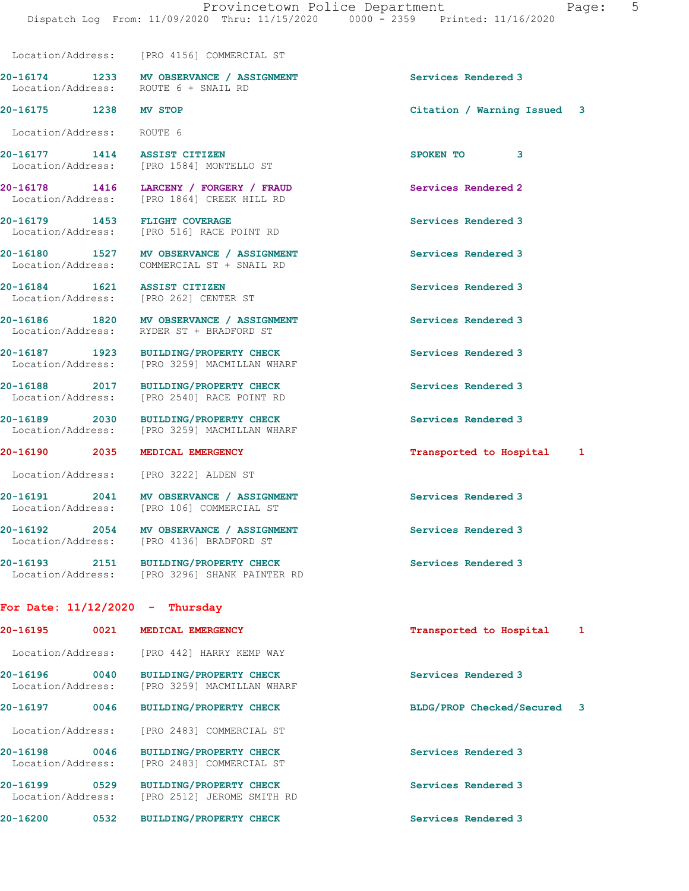Location/Address: [PRO 4156] COMMERCIAL ST

**20-16174 1233 MV OBSERVANCE / ASSIGNMENT** Services Rendered 3
Location/Address: ROUTE 6 + SNAIL RD

**20-16175 1238 MV STOP** Citation / Warning Issued 3
Location/Address: ROUTE 6

**20-16177 1414 ASSIST CITIZEN** SPOKEN TO 3
Location/Address: [PRO 1584] MONTELLO ST

**20-16178 1416 LARCENY / FORGERY / FRAUD** Services Rendered 2
Location/Address: [PRO 1864] CREEK HILL RD

**20-16179 1453 FLIGHT COVERAGE** Services Rendered 3
Location/Address: [PRO 516] RACE POINT RD

**20-16180 1527 MV OBSERVANCE / ASSIGNMENT** Services Rendered 3
Location/Address: COMMERCIAL ST + SNAIL RD

**20-16184 1621 ASSIST CITIZEN** Services Rendered 3
Location/Address: [PRO 262] CENTER ST

**20-16186 1820 MV OBSERVANCE / ASSIGNMENT** Services Rendered 3
Location/Address: RYDER ST + BRADFORD ST

**20-16187 1923 BUILDING/PROPERTY CHECK** Services Rendered 3
Location/Address: [PRO 3259] MACMILLAN WHARF

**20-16188 2017 BUILDING/PROPERTY CHECK** Services Rendered 3
Location/Address: [PRO 2540] RACE POINT RD

**20-16189 2030 BUILDING/PROPERTY CHECK** Services Rendered 3
Location/Address: [PRO 3259] MACMILLAN WHARF

**20-16190 2035 MEDICAL EMERGENCY** Transported to Hospital 1
Location/Address: [PRO 3222] ALDEN ST

**20-16191 2041 MV OBSERVANCE / ASSIGNMENT** Services Rendered 3
Location/Address: [PRO 106] COMMERCIAL ST

**20-16192 2054 MV OBSERVANCE / ASSIGNMENT** Services Rendered 3
Location/Address: [PRO 4136] BRADFORD ST

**20-16193 2151 BUILDING/PROPERTY CHECK** Services Rendered 3
Location/Address: [PRO 3296] SHANK PAINTER RD

## For Date: 11/12/2020 - Thursday

**20-16195 0021 MEDICAL EMERGENCY** Transported to Hospital 1
Location/Address: [PRO 442] HARRY KEMP WAY

**20-16196 0040 BUILDING/PROPERTY CHECK** Services Rendered 3
Location/Address: [PRO 3259] MACMILLAN WHARF

**20-16197 0046 BUILDING/PROPERTY CHECK** BLDG/PROP Checked/Secured 3
Location/Address: [PRO 2483] COMMERCIAL ST

**20-16198 0046 BUILDING/PROPERTY CHECK** Services Rendered 3
Location/Address: [PRO 2483] COMMERCIAL ST

**20-16199 0529 BUILDING/PROPERTY CHECK** Services Rendered 3
Location/Address: [PRO 2512] JEROME SMITH RD

**20-16200 0532 BUILDING/PROPERTY CHECK** Services Rendered 3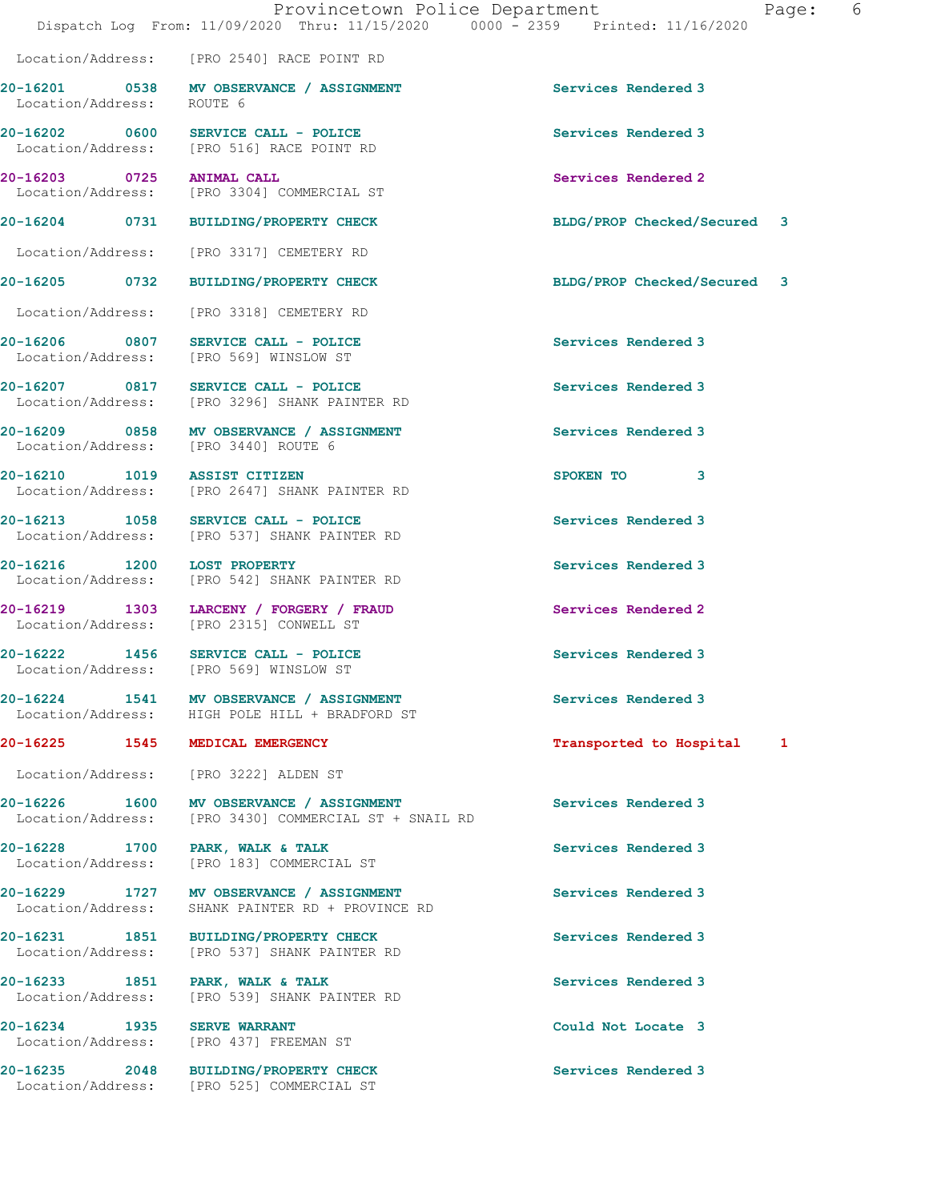Location/Address: [PRO 2540] RACE POINT RD

| Call # | Time | Call Type | Disposition |
|---|---|---|---|
| 20-16201 | 0538 | MV OBSERVANCE / ASSIGNMENT | Services Rendered 3 |
| | | Location/Address: ROUTE 6 | |
| 20-16202 | 0600 | SERVICE CALL - POLICE | Services Rendered 3 |
| | | Location/Address: [PRO 516] RACE POINT RD | |
| 20-16203 | 0725 | ANIMAL CALL | Services Rendered 2 |
| | | Location/Address: [PRO 3304] COMMERCIAL ST | |
| 20-16204 | 0731 | BUILDING/PROPERTY CHECK | BLDG/PROP Checked/Secured 3 |
| | | Location/Address: [PRO 3317] CEMETERY RD | |
| 20-16205 | 0732 | BUILDING/PROPERTY CHECK | BLDG/PROP Checked/Secured 3 |
| | | Location/Address: [PRO 3318] CEMETERY RD | |
| 20-16206 | 0807 | SERVICE CALL - POLICE | Services Rendered 3 |
| | | Location/Address: [PRO 569] WINSLOW ST | |
| 20-16207 | 0817 | SERVICE CALL - POLICE | Services Rendered 3 |
| | | Location/Address: [PRO 3296] SHANK PAINTER RD | |
| 20-16209 | 0858 | MV OBSERVANCE / ASSIGNMENT | Services Rendered 3 |
| | | Location/Address: [PRO 3440] ROUTE 6 | |
| 20-16210 | 1019 | ASSIST CITIZEN | SPOKEN TO 3 |
| | | Location/Address: [PRO 2647] SHANK PAINTER RD | |
| 20-16213 | 1058 | SERVICE CALL - POLICE | Services Rendered 3 |
| | | Location/Address: [PRO 537] SHANK PAINTER RD | |
| 20-16216 | 1200 | LOST PROPERTY | Services Rendered 3 |
| | | Location/Address: [PRO 542] SHANK PAINTER RD | |
| 20-16219 | 1303 | LARCENY / FORGERY / FRAUD | Services Rendered 2 |
| | | Location/Address: [PRO 2315] CONWELL ST | |
| 20-16222 | 1456 | SERVICE CALL - POLICE | Services Rendered 3 |
| | | Location/Address: [PRO 569] WINSLOW ST | |
| 20-16224 | 1541 | MV OBSERVANCE / ASSIGNMENT | Services Rendered 3 |
| | | Location/Address: HIGH POLE HILL + BRADFORD ST | |
| 20-16225 | 1545 | MEDICAL EMERGENCY | Transported to Hospital 1 |
| | | Location/Address: [PRO 3222] ALDEN ST | |
| 20-16226 | 1600 | MV OBSERVANCE / ASSIGNMENT | Services Rendered 3 |
| | | Location/Address: [PRO 3430] COMMERCIAL ST + SNAIL RD | |
| 20-16228 | 1700 | PARK, WALK & TALK | Services Rendered 3 |
| | | Location/Address: [PRO 183] COMMERCIAL ST | |
| 20-16229 | 1727 | MV OBSERVANCE / ASSIGNMENT | Services Rendered 3 |
| | | Location/Address: SHANK PAINTER RD + PROVINCE RD | |
| 20-16231 | 1851 | BUILDING/PROPERTY CHECK | Services Rendered 3 |
| | | Location/Address: [PRO 537] SHANK PAINTER RD | |
| 20-16233 | 1851 | PARK, WALK & TALK | Services Rendered 3 |
| | | Location/Address: [PRO 539] SHANK PAINTER RD | |
| 20-16234 | 1935 | SERVE WARRANT | Could Not Locate 3 |
| | | Location/Address: [PRO 437] FREEMAN ST | |
| 20-16235 | 2048 | BUILDING/PROPERTY CHECK | Services Rendered 3 |
| | | Location/Address: [PRO 525] COMMERCIAL ST | |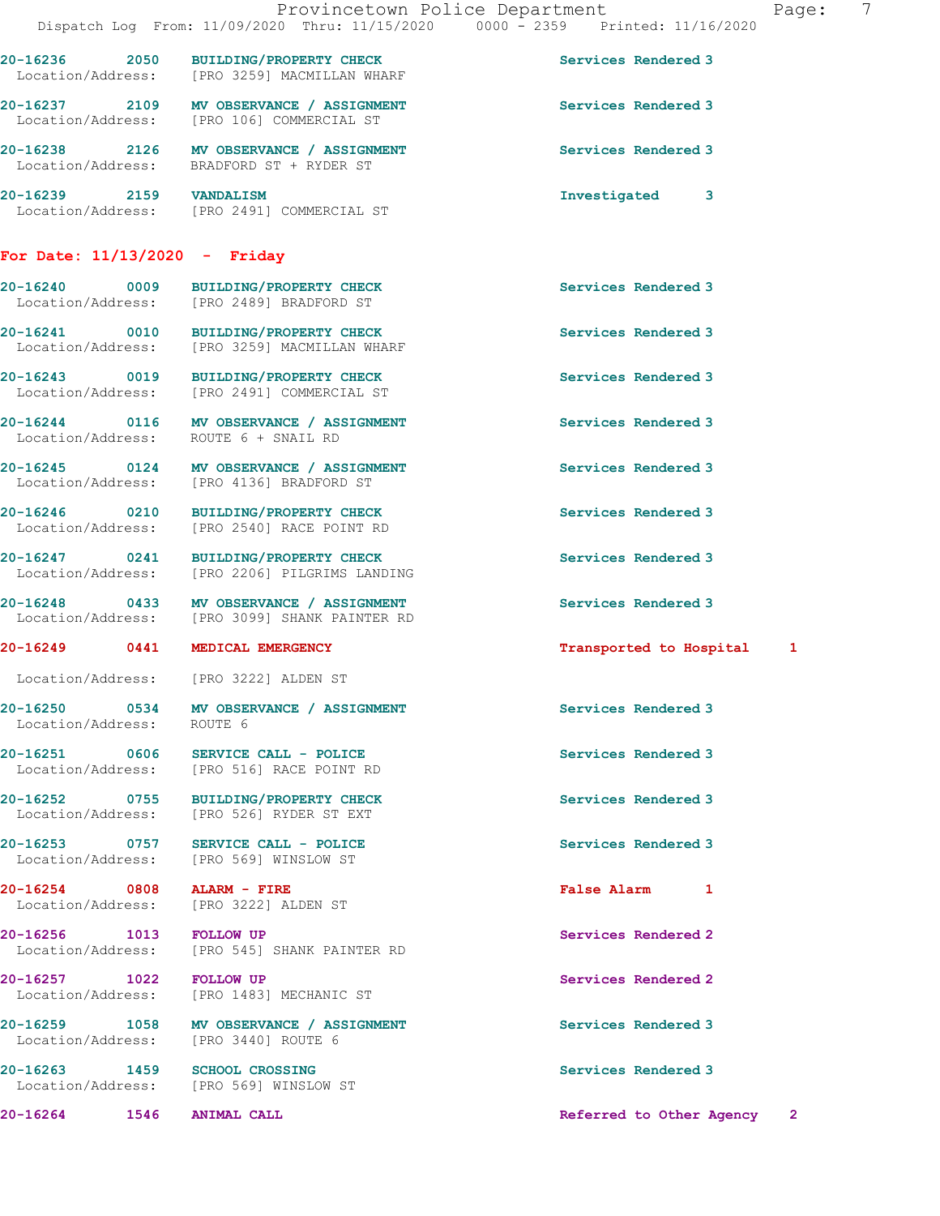20-16236 2050 BUILDING/PROPERTY CHECK Services Rendered 3
Location/Address: [PRO 3259] MACMILLAN WHARF

20-16237 2109 MV OBSERVANCE / ASSIGNMENT Services Rendered 3
Location/Address: [PRO 106] COMMERCIAL ST

20-16238 2126 MV OBSERVANCE / ASSIGNMENT Services Rendered 3
Location/Address: BRADFORD ST + RYDER ST

20-16239 2159 VANDALISM Investigated 3
Location/Address: [PRO 2491] COMMERCIAL ST

## For Date: 11/13/2020 - Friday

20-16240 0009 BUILDING/PROPERTY CHECK Services Rendered 3
Location/Address: [PRO 2489] BRADFORD ST

20-16241 0010 BUILDING/PROPERTY CHECK Services Rendered 3
Location/Address: [PRO 3259] MACMILLAN WHARF

20-16243 0019 BUILDING/PROPERTY CHECK Services Rendered 3
Location/Address: [PRO 2491] COMMERCIAL ST

20-16244 0116 MV OBSERVANCE / ASSIGNMENT Services Rendered 3
Location/Address: ROUTE 6 + SNAIL RD

20-16245 0124 MV OBSERVANCE / ASSIGNMENT Services Rendered 3
Location/Address: [PRO 4136] BRADFORD ST

20-16246 0210 BUILDING/PROPERTY CHECK Services Rendered 3
Location/Address: [PRO 2540] RACE POINT RD

20-16247 0241 BUILDING/PROPERTY CHECK Services Rendered 3
Location/Address: [PRO 2206] PILGRIMS LANDING

20-16248 0433 MV OBSERVANCE / ASSIGNMENT Services Rendered 3
Location/Address: [PRO 3099] SHANK PAINTER RD

20-16249 0441 MEDICAL EMERGENCY Transported to Hospital 1
Location/Address: [PRO 3222] ALDEN ST

20-16250 0534 MV OBSERVANCE / ASSIGNMENT Services Rendered 3
Location/Address: ROUTE 6

20-16251 0606 SERVICE CALL - POLICE Services Rendered 3
Location/Address: [PRO 516] RACE POINT RD

20-16252 0755 BUILDING/PROPERTY CHECK Services Rendered 3
Location/Address: [PRO 526] RYDER ST EXT

20-16253 0757 SERVICE CALL - POLICE Services Rendered 3
Location/Address: [PRO 569] WINSLOW ST

20-16254 0808 ALARM - FIRE False Alarm 1
Location/Address: [PRO 3222] ALDEN ST

20-16256 1013 FOLLOW UP Services Rendered 2
Location/Address: [PRO 545] SHANK PAINTER RD

20-16257 1022 FOLLOW UP Services Rendered 2
Location/Address: [PRO 1483] MECHANIC ST

20-16259 1058 MV OBSERVANCE / ASSIGNMENT Services Rendered 3
Location/Address: [PRO 3440] ROUTE 6

20-16263 1459 SCHOOL CROSSING Services Rendered 3
Location/Address: [PRO 569] WINSLOW ST

20-16264 1546 ANIMAL CALL Referred to Other Agency 2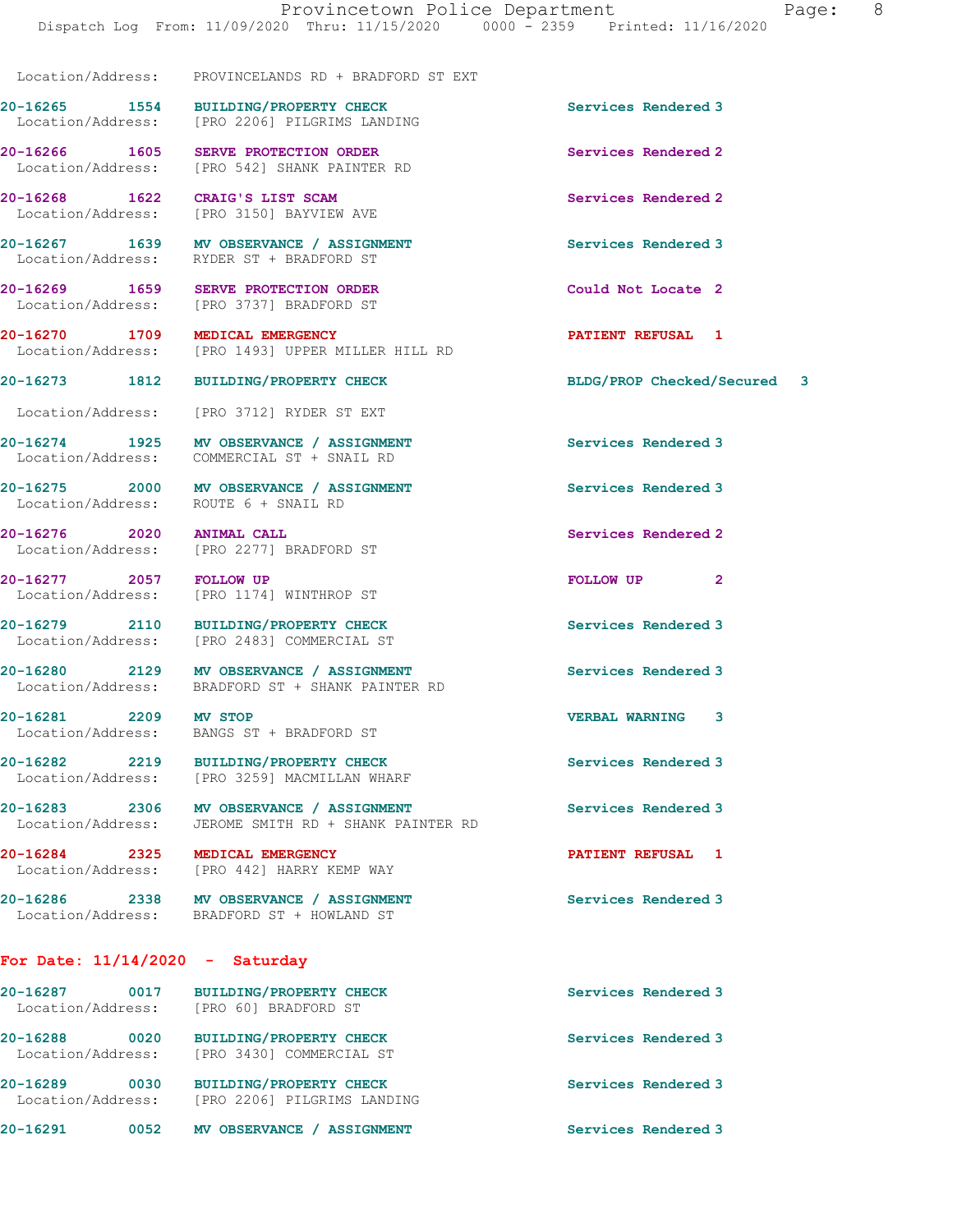Location/Address: PROVINCELANDS RD + BRADFORD ST EXT

20-16265 1554 **BUILDING/PROPERTY CHECK** Services Rendered 3
Location/Address: [PRO 2206] PILGRIMS LANDING

20-16266 1605 **SERVE PROTECTION ORDER** Services Rendered 2
Location/Address: [PRO 542] SHANK PAINTER RD

20-16268 1622 **CRAIG'S LIST SCAM** Services Rendered 2
Location/Address: [PRO 3150] BAYVIEW AVE

20-16267 1639 **MV OBSERVANCE / ASSIGNMENT** Services Rendered 3
Location/Address: RYDER ST + BRADFORD ST

20-16269 1659 **SERVE PROTECTION ORDER** Could Not Locate 2
Location/Address: [PRO 3737] BRADFORD ST

20-16270 1709 **MEDICAL EMERGENCY** PATIENT REFUSAL 1
Location/Address: [PRO 1493] UPPER MILLER HILL RD

20-16273 1812 **BUILDING/PROPERTY CHECK** BLDG/PROP Checked/Secured 3
Location/Address: [PRO 3712] RYDER ST EXT

20-16274 1925 **MV OBSERVANCE / ASSIGNMENT** Services Rendered 3
Location/Address: COMMERCIAL ST + SNAIL RD

20-16275 2000 **MV OBSERVANCE / ASSIGNMENT** Services Rendered 3
Location/Address: ROUTE 6 + SNAIL RD

20-16276 2020 **ANIMAL CALL** Services Rendered 2
Location/Address: [PRO 2277] BRADFORD ST

20-16277 2057 **FOLLOW UP** FOLLOW UP 2
Location/Address: [PRO 1174] WINTHROP ST

20-16279 2110 **BUILDING/PROPERTY CHECK** Services Rendered 3
Location/Address: [PRO 2483] COMMERCIAL ST

20-16280 2129 **MV OBSERVANCE / ASSIGNMENT** Services Rendered 3
Location/Address: BRADFORD ST + SHANK PAINTER RD

20-16281 2209 **MV STOP** VERBAL WARNING 3
Location/Address: BANGS ST + BRADFORD ST

20-16282 2219 **BUILDING/PROPERTY CHECK** Services Rendered 3
Location/Address: [PRO 3259] MACMILLAN WHARF

20-16283 2306 **MV OBSERVANCE / ASSIGNMENT** Services Rendered 3
Location/Address: JEROME SMITH RD + SHANK PAINTER RD

20-16284 2325 **MEDICAL EMERGENCY** PATIENT REFUSAL 1
Location/Address: [PRO 442] HARRY KEMP WAY

20-16286 2338 **MV OBSERVANCE / ASSIGNMENT** Services Rendered 3
Location/Address: BRADFORD ST + HOWLAND ST

## For Date: 11/14/2020 - Saturday

20-16287 0017 **BUILDING/PROPERTY CHECK** Services Rendered 3
Location/Address: [PRO 60] BRADFORD ST

20-16288 0020 **BUILDING/PROPERTY CHECK** Services Rendered 3
Location/Address: [PRO 3430] COMMERCIAL ST

20-16289 0030 **BUILDING/PROPERTY CHECK** Services Rendered 3
Location/Address: [PRO 2206] PILGRIMS LANDING

20-16291 0052 **MV OBSERVANCE / ASSIGNMENT** Services Rendered 3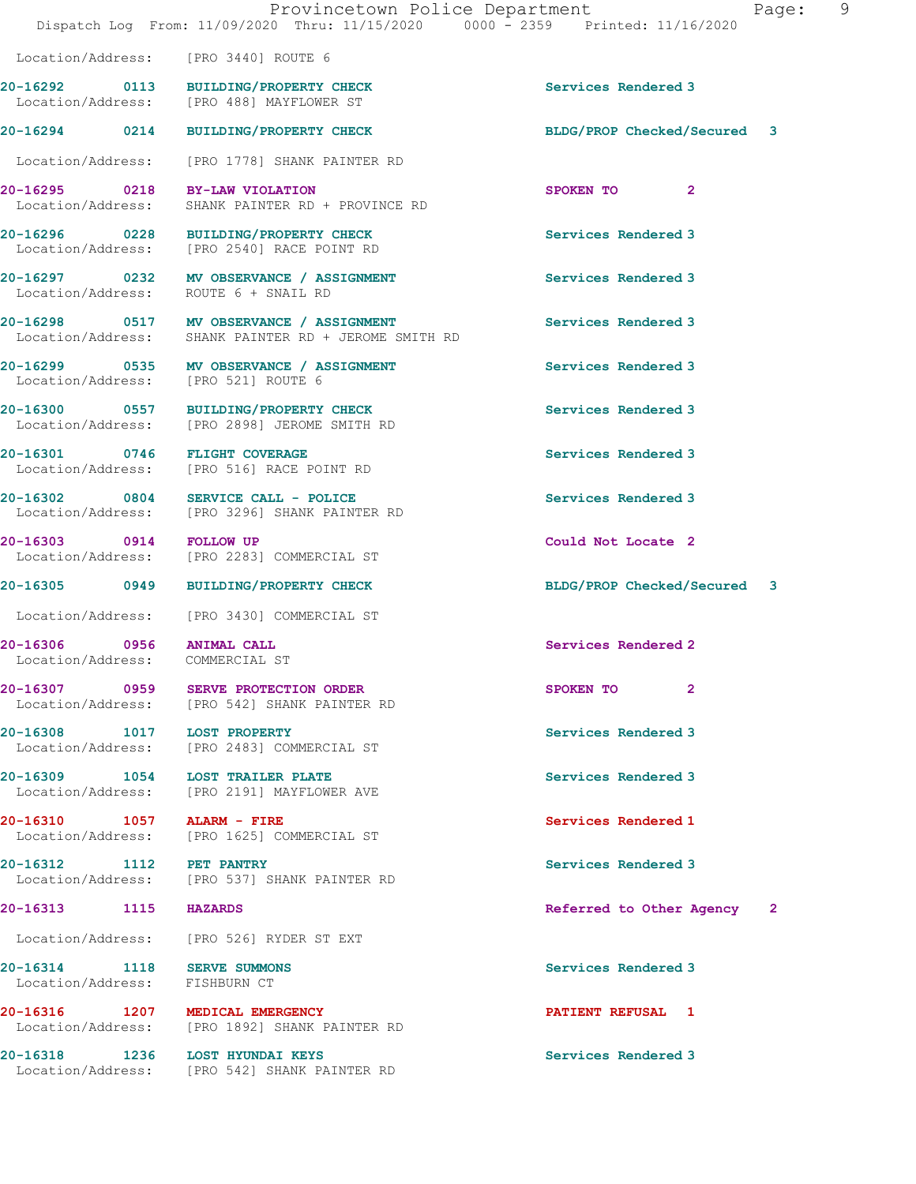Location/Address: [PRO 3440] ROUTE 6

| Call # | Time | Call Type | Disposition | Priority |
|---|---|---|---|---|
| 20-16292 | 0113 | BUILDING/PROPERTY CHECK | Services Rendered | 3 |

Location/Address: [PRO 488] MAYFLOWER ST

| Call # | Time | Call Type | Disposition | Priority |
|---|---|---|---|---|
| 20-16294 | 0214 | BUILDING/PROPERTY CHECK | BLDG/PROP Checked/Secured | 3 |

Location/Address: [PRO 1778] SHANK PAINTER RD

| Call # | Time | Call Type | Disposition | Priority |
|---|---|---|---|---|
| 20-16295 | 0218 | BY-LAW VIOLATION | SPOKEN TO | 2 |

Location/Address: SHANK PAINTER RD + PROVINCE RD

| Call # | Time | Call Type | Disposition | Priority |
|---|---|---|---|---|
| 20-16296 | 0228 | BUILDING/PROPERTY CHECK | Services Rendered | 3 |

Location/Address: [PRO 2540] RACE POINT RD

| Call # | Time | Call Type | Disposition | Priority |
|---|---|---|---|---|
| 20-16297 | 0232 | MV OBSERVANCE / ASSIGNMENT | Services Rendered | 3 |

Location/Address: ROUTE 6 + SNAIL RD

| Call # | Time | Call Type | Disposition | Priority |
|---|---|---|---|---|
| 20-16298 | 0517 | MV OBSERVANCE / ASSIGNMENT | Services Rendered | 3 |

Location/Address: SHANK PAINTER RD + JEROME SMITH RD

| Call # | Time | Call Type | Disposition | Priority |
|---|---|---|---|---|
| 20-16299 | 0535 | MV OBSERVANCE / ASSIGNMENT | Services Rendered | 3 |

Location/Address: [PRO 521] ROUTE 6

| Call # | Time | Call Type | Disposition | Priority |
|---|---|---|---|---|
| 20-16300 | 0557 | BUILDING/PROPERTY CHECK | Services Rendered | 3 |

Location/Address: [PRO 2898] JEROME SMITH RD

| Call # | Time | Call Type | Disposition | Priority |
|---|---|---|---|---|
| 20-16301 | 0746 | FLIGHT COVERAGE | Services Rendered | 3 |

Location/Address: [PRO 516] RACE POINT RD

| Call # | Time | Call Type | Disposition | Priority |
|---|---|---|---|---|
| 20-16302 | 0804 | SERVICE CALL - POLICE | Services Rendered | 3 |

Location/Address: [PRO 3296] SHANK PAINTER RD

| Call # | Time | Call Type | Disposition | Priority |
|---|---|---|---|---|
| 20-16303 | 0914 | FOLLOW UP | Could Not Locate | 2 |

Location/Address: [PRO 2283] COMMERCIAL ST

| Call # | Time | Call Type | Disposition | Priority |
|---|---|---|---|---|
| 20-16305 | 0949 | BUILDING/PROPERTY CHECK | BLDG/PROP Checked/Secured | 3 |

Location/Address: [PRO 3430] COMMERCIAL ST

| Call # | Time | Call Type | Disposition | Priority |
|---|---|---|---|---|
| 20-16306 | 0956 | ANIMAL CALL | Services Rendered | 2 |

Location/Address: COMMERCIAL ST

| Call # | Time | Call Type | Disposition | Priority |
|---|---|---|---|---|
| 20-16307 | 0959 | SERVE PROTECTION ORDER | SPOKEN TO | 2 |

Location/Address: [PRO 542] SHANK PAINTER RD

| Call # | Time | Call Type | Disposition | Priority |
|---|---|---|---|---|
| 20-16308 | 1017 | LOST PROPERTY | Services Rendered | 3 |

Location/Address: [PRO 2483] COMMERCIAL ST

| Call # | Time | Call Type | Disposition | Priority |
|---|---|---|---|---|
| 20-16309 | 1054 | LOST TRAILER PLATE | Services Rendered | 3 |

Location/Address: [PRO 2191] MAYFLOWER AVE

| Call # | Time | Call Type | Disposition | Priority |
|---|---|---|---|---|
| 20-16310 | 1057 | ALARM - FIRE | Services Rendered | 1 |

Location/Address: [PRO 1625] COMMERCIAL ST

| Call # | Time | Call Type | Disposition | Priority |
|---|---|---|---|---|
| 20-16312 | 1112 | PET PANTRY | Services Rendered | 3 |

Location/Address: [PRO 537] SHANK PAINTER RD

| Call # | Time | Call Type | Disposition | Priority |
|---|---|---|---|---|
| 20-16313 | 1115 | HAZARDS | Referred to Other Agency | 2 |

Location/Address: [PRO 526] RYDER ST EXT

| Call # | Time | Call Type | Disposition | Priority |
|---|---|---|---|---|
| 20-16314 | 1118 | SERVE SUMMONS | Services Rendered | 3 |

Location/Address: FISHBURN CT

| Call # | Time | Call Type | Disposition | Priority |
|---|---|---|---|---|
| 20-16316 | 1207 | MEDICAL EMERGENCY | PATIENT REFUSAL | 1 |

Location/Address: [PRO 1892] SHANK PAINTER RD

| Call # | Time | Call Type | Disposition | Priority |
|---|---|---|---|---|
| 20-16318 | 1236 | LOST HYUNDAI KEYS | Services Rendered | 3 |

Location/Address: [PRO 542] SHANK PAINTER RD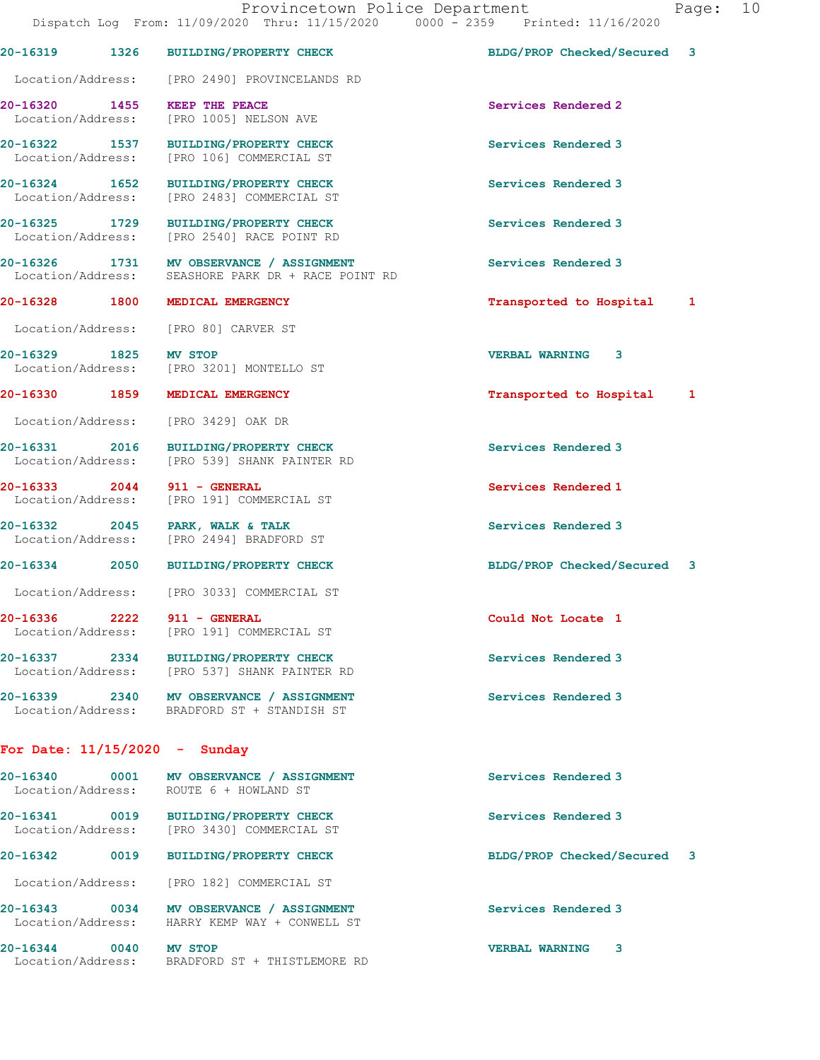20-16319 1326 BUILDING/PROPERTY CHECK BLDG/PROP Checked/Secured 3

Location/Address: [PRO 2490] PROVINCELANDS RD

20-16320 1455 KEEP THE PEACE Services Rendered 2
Location/Address: [PRO 1005] NELSON AVE

20-16322 1537 BUILDING/PROPERTY CHECK Services Rendered 3
Location/Address: [PRO 106] COMMERCIAL ST

20-16324 1652 BUILDING/PROPERTY CHECK Services Rendered 3
Location/Address: [PRO 2483] COMMERCIAL ST

20-16325 1729 BUILDING/PROPERTY CHECK Services Rendered 3
Location/Address: [PRO 2540] RACE POINT RD

20-16326 1731 MV OBSERVANCE / ASSIGNMENT Services Rendered 3
Location/Address: SEASHORE PARK DR + RACE POINT RD

20-16328 1800 MEDICAL EMERGENCY Transported to Hospital 1

Location/Address: [PRO 80] CARVER ST

20-16329 1825 MV STOP VERBAL WARNING 3
Location/Address: [PRO 3201] MONTELLO ST

20-16330 1859 MEDICAL EMERGENCY Transported to Hospital 1

Location/Address: [PRO 3429] OAK DR

20-16331 2016 BUILDING/PROPERTY CHECK Services Rendered 3
Location/Address: [PRO 539] SHANK PAINTER RD

20-16333 2044 911 - GENERAL Services Rendered 1
Location/Address: [PRO 191] COMMERCIAL ST

20-16332 2045 PARK, WALK & TALK Services Rendered 3
Location/Address: [PRO 2494] BRADFORD ST

20-16334 2050 BUILDING/PROPERTY CHECK BLDG/PROP Checked/Secured 3

Location/Address: [PRO 3033] COMMERCIAL ST

20-16336 2222 911 - GENERAL Could Not Locate 1
Location/Address: [PRO 191] COMMERCIAL ST

20-16337 2334 BUILDING/PROPERTY CHECK Services Rendered 3
Location/Address: [PRO 537] SHANK PAINTER RD

20-16339 2340 MV OBSERVANCE / ASSIGNMENT Services Rendered 3
Location/Address: BRADFORD ST + STANDISH ST

**For Date: 11/15/2020 - Sunday**

20-16340 0001 MV OBSERVANCE / ASSIGNMENT Services Rendered 3
Location/Address: ROUTE 6 + HOWLAND ST

20-16341 0019 BUILDING/PROPERTY CHECK Services Rendered 3
Location/Address: [PRO 3430] COMMERCIAL ST

20-16342 0019 BUILDING/PROPERTY CHECK BLDG/PROP Checked/Secured 3

Location/Address: [PRO 182] COMMERCIAL ST

20-16343 0034 MV OBSERVANCE / ASSIGNMENT Services Rendered 3
Location/Address: HARRY KEMP WAY + CONWELL ST

20-16344 0040 MV STOP VERBAL WARNING 3
Location/Address: BRADFORD ST + THISTLEMORE RD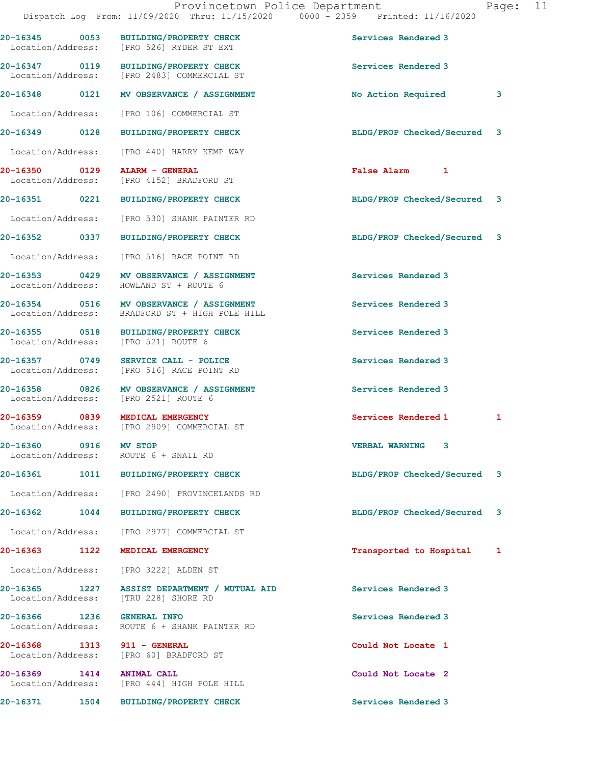Provincetown Police Department
Dispatch Log From: 11/09/2020 Thru: 11/15/2020 0000 - 2359 Printed: 11/16/2020

**20-16345 0053 BUILDING/PROPERTY CHECK** Services Rendered 3
Location/Address: [PRO 526] RYDER ST EXT

**20-16347 0119 BUILDING/PROPERTY CHECK** Services Rendered 3
Location/Address: [PRO 2483] COMMERCIAL ST

**20-16348 0121 MV OBSERVANCE / ASSIGNMENT** No Action Required 3
Location/Address: [PRO 106] COMMERCIAL ST

**20-16349 0128 BUILDING/PROPERTY CHECK** BLDG/PROP Checked/Secured 3
Location/Address: [PRO 440] HARRY KEMP WAY

**20-16350 0129 ALARM - GENERAL** False Alarm 1
Location/Address: [PRO 4152] BRADFORD ST

**20-16351 0221 BUILDING/PROPERTY CHECK** BLDG/PROP Checked/Secured 3
Location/Address: [PRO 530] SHANK PAINTER RD

**20-16352 0337 BUILDING/PROPERTY CHECK** BLDG/PROP Checked/Secured 3
Location/Address: [PRO 516] RACE POINT RD

**20-16353 0429 MV OBSERVANCE / ASSIGNMENT** Services Rendered 3
Location/Address: HOWLAND ST + ROUTE 6

**20-16354 0516 MV OBSERVANCE / ASSIGNMENT** Services Rendered 3
Location/Address: BRADFORD ST + HIGH POLE HILL

**20-16355 0518 BUILDING/PROPERTY CHECK** Services Rendered 3
Location/Address: [PRO 521] ROUTE 6

**20-16357 0749 SERVICE CALL - POLICE** Services Rendered 3
Location/Address: [PRO 516] RACE POINT RD

**20-16358 0826 MV OBSERVANCE / ASSIGNMENT** Services Rendered 3
Location/Address: [PRO 2521] ROUTE 6

**20-16359 0839 MEDICAL EMERGENCY** Services Rendered 1 1
Location/Address: [PRO 2909] COMMERCIAL ST

**20-16360 0916 MV STOP** VERBAL WARNING 3
Location/Address: ROUTE 6 + SNAIL RD

**20-16361 1011 BUILDING/PROPERTY CHECK** BLDG/PROP Checked/Secured 3
Location/Address: [PRO 2490] PROVINCELANDS RD

**20-16362 1044 BUILDING/PROPERTY CHECK** BLDG/PROP Checked/Secured 3
Location/Address: [PRO 2977] COMMERCIAL ST

**20-16363 1122 MEDICAL EMERGENCY** Transported to Hospital 1
Location/Address: [PRO 3222] ALDEN ST

**20-16365 1227 ASSIST DEPARTMENT / MUTUAL AID** Services Rendered 3
Location/Address: [TRU 228] SHORE RD

**20-16366 1236 GENERAL INFO** Services Rendered 3
Location/Address: ROUTE 6 + SHANK PAINTER RD

**20-16368 1313 911 - GENERAL** Could Not Locate 1
Location/Address: [PRO 60] BRADFORD ST

**20-16369 1414 ANIMAL CALL** Could Not Locate 2
Location/Address: [PRO 444] HIGH POLE HILL

**20-16371 1504 BUILDING/PROPERTY CHECK** Services Rendered 3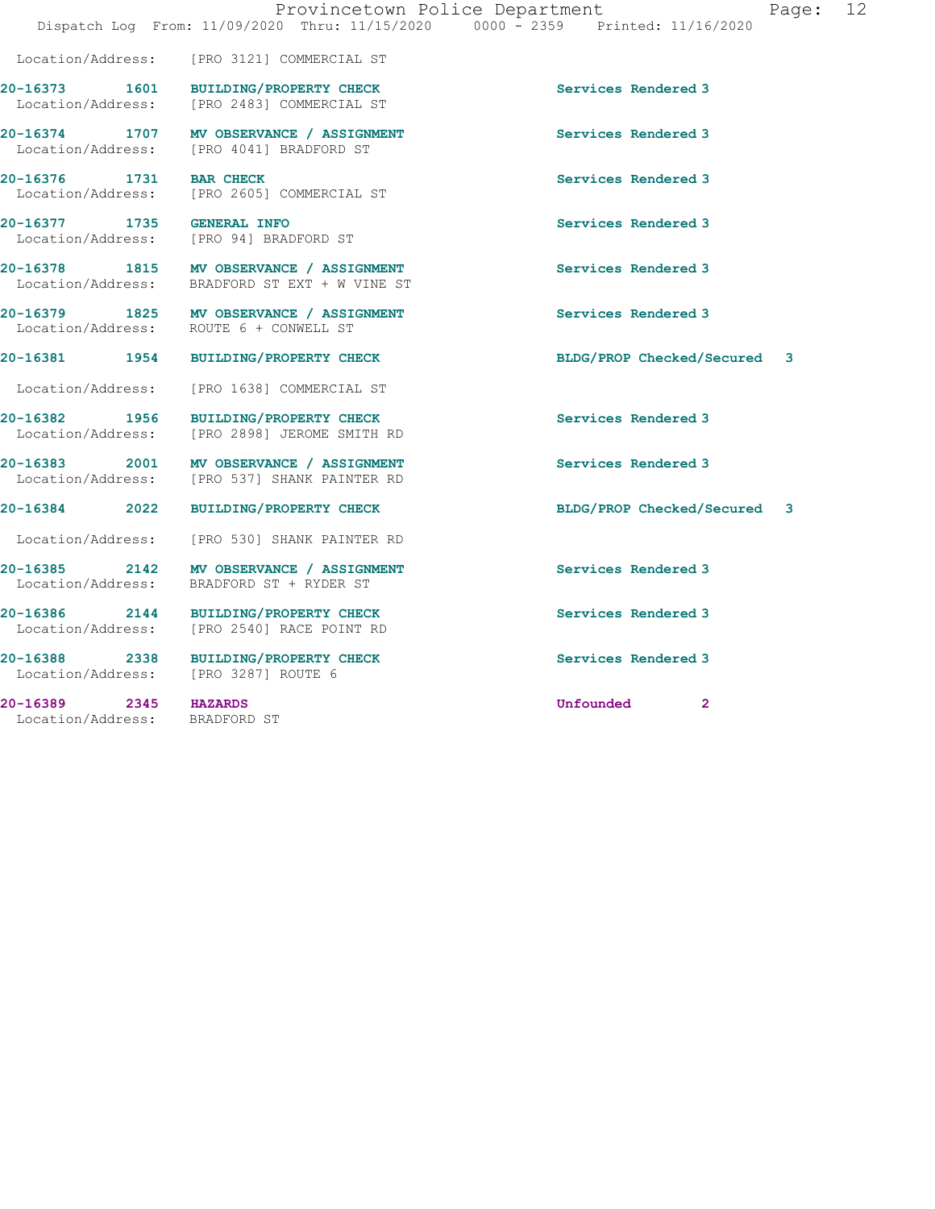Location/Address: [PRO 3121] COMMERCIAL ST

**20-16373 1601 BUILDING/PROPERTY CHECK** Services Rendered 3
Location/Address: [PRO 2483] COMMERCIAL ST

**20-16374 1707 MV OBSERVANCE / ASSIGNMENT** Services Rendered 3
Location/Address: [PRO 4041] BRADFORD ST

**20-16376 1731 BAR CHECK** Services Rendered 3
Location/Address: [PRO 2605] COMMERCIAL ST

**20-16377 1735 GENERAL INFO** Services Rendered 3
Location/Address: [PRO 94] BRADFORD ST

**20-16378 1815 MV OBSERVANCE / ASSIGNMENT** Services Rendered 3
Location/Address: BRADFORD ST EXT + W VINE ST

**20-16379 1825 MV OBSERVANCE / ASSIGNMENT** Services Rendered 3
Location/Address: ROUTE 6 + CONWELL ST

**20-16381 1954 BUILDING/PROPERTY CHECK** BLDG/PROP Checked/Secured 3
Location/Address: [PRO 1638] COMMERCIAL ST

**20-16382 1956 BUILDING/PROPERTY CHECK** Services Rendered 3
Location/Address: [PRO 2898] JEROME SMITH RD

**20-16383 2001 MV OBSERVANCE / ASSIGNMENT** Services Rendered 3
Location/Address: [PRO 537] SHANK PAINTER RD

**20-16384 2022 BUILDING/PROPERTY CHECK** BLDG/PROP Checked/Secured 3
Location/Address: [PRO 530] SHANK PAINTER RD

**20-16385 2142 MV OBSERVANCE / ASSIGNMENT** Services Rendered 3
Location/Address: BRADFORD ST + RYDER ST

**20-16386 2144 BUILDING/PROPERTY CHECK** Services Rendered 3
Location/Address: [PRO 2540] RACE POINT RD

**20-16388 2338 BUILDING/PROPERTY CHECK** Services Rendered 3
Location/Address: [PRO 3287] ROUTE 6

**20-16389 2345 HAZARDS** Unfounded 2
Location/Address: BRADFORD ST